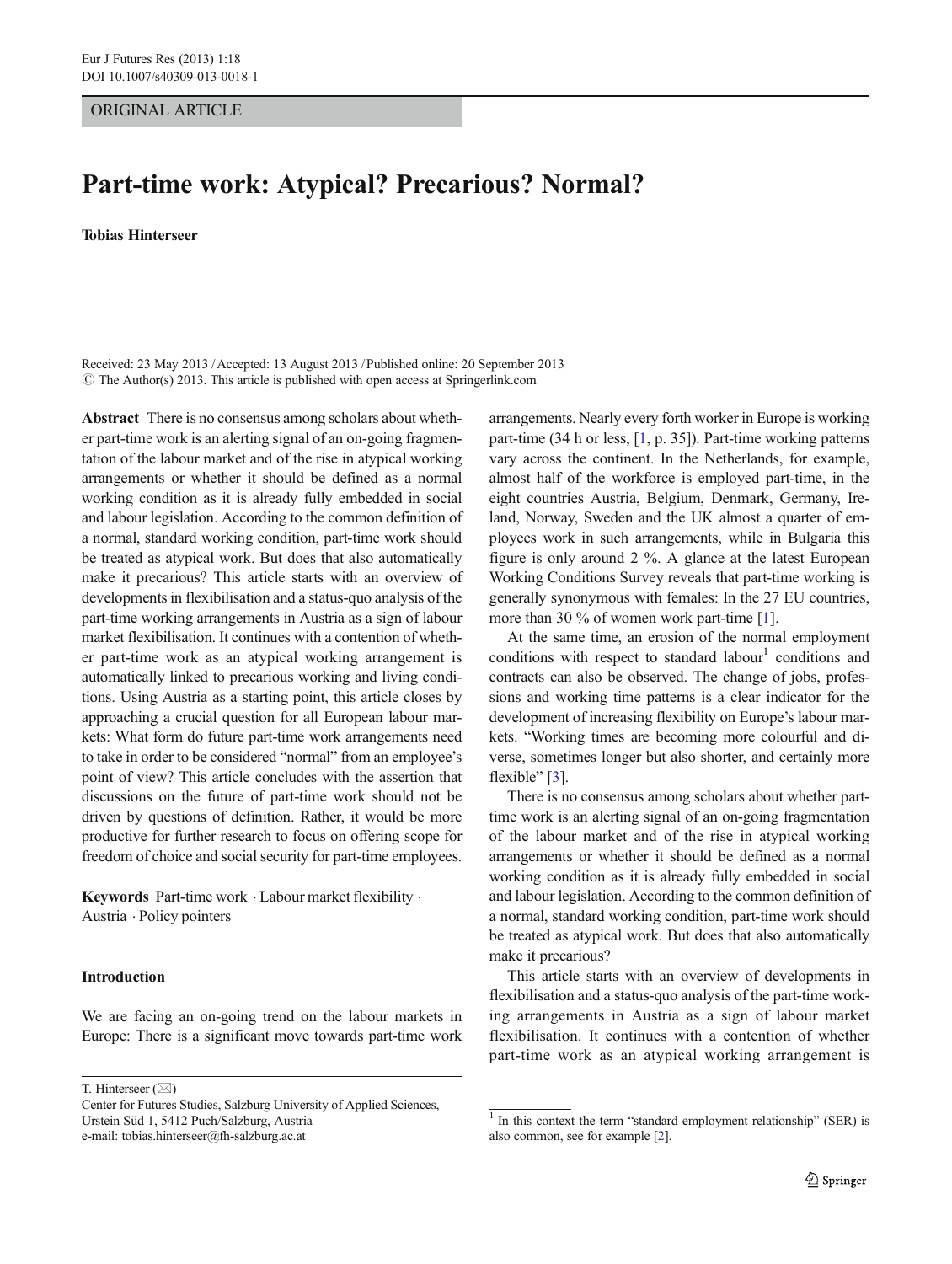ORIGINAL ARTICLE

# Part-time work: Atypical? Precarious? Normal?

**Tobias Hinterseer**

Received: 23 May 2013 / Accepted: 13 August 2013 / Published online: 20 September 2013
© The Author(s) 2013. This article is published with open access at Springerlink.com

**Abstract** There is no consensus among scholars about whether part-time work is an alerting signal of an on-going fragmentation of the labour market and of the rise in atypical working arrangements or whether it should be defined as a normal working condition as it is already fully embedded in social and labour legislation. According to the common definition of a normal, standard working condition, part-time work should be treated as atypical work. But does that also automatically make it precarious? This article starts with an overview of developments in flexibilisation and a status-quo analysis of the part-time working arrangements in Austria as a sign of labour market flexibilisation. It continues with a contention of whether part-time work as an atypical working arrangement is automatically linked to precarious working and living conditions. Using Austria as a starting point, this article closes by approaching a crucial question for all European labour markets: What form do future part-time work arrangements need to take in order to be considered "normal" from an employee's point of view? This article concludes with the assertion that discussions on the future of part-time work should not be driven by questions of definition. Rather, it would be more productive for further research to focus on offering scope for freedom of choice and social security for part-time employees.

**Keywords** Part-time work · Labour market flexibility · Austria · Policy pointers

T. Hinterseer (✉)
Center for Futures Studies, Salzburg University of Applied Sciences, Urstein Süd 1, 5412 Puch/Salzburg, Austria
e-mail: tobias.hinterseer@fh-salzburg.ac.at

## Introduction

We are facing an on-going trend on the labour markets in Europe: There is a significant move towards part-time work arrangements. Nearly every forth worker in Europe is working part-time (34 h or less, [1, p. 35]). Part-time working patterns vary across the continent. In the Netherlands, for example, almost half of the workforce is employed part-time, in the eight countries Austria, Belgium, Denmark, Germany, Ireland, Norway, Sweden and the UK almost a quarter of employees work in such arrangements, while in Bulgaria this figure is only around 2 %. A glance at the latest European Working Conditions Survey reveals that part-time working is generally synonymous with females: In the 27 EU countries, more than 30 % of women work part-time [1].

At the same time, an erosion of the normal employment conditions with respect to standard labour[1] conditions and contracts can also be observed. The change of jobs, professions and working time patterns is a clear indicator for the development of increasing flexibility on Europe's labour markets. "Working times are becoming more colourful and diverse, sometimes longer but also shorter, and certainly more flexible" [3].

There is no consensus among scholars about whether part-time work is an alerting signal of an on-going fragmentation of the labour market and of the rise in atypical working arrangements or whether it should be defined as a normal working condition as it is already fully embedded in social and labour legislation. According to the common definition of a normal, standard working condition, part-time work should be treated as atypical work. But does that also automatically make it precarious?

This article starts with an overview of developments in flexibilisation and a status-quo analysis of the part-time working arrangements in Austria as a sign of labour market flexibilisation. It continues with a contention of whether part-time work as an atypical working arrangement is

[1] In this context the term "standard employment relationship" (SER) is also common, see for example [2].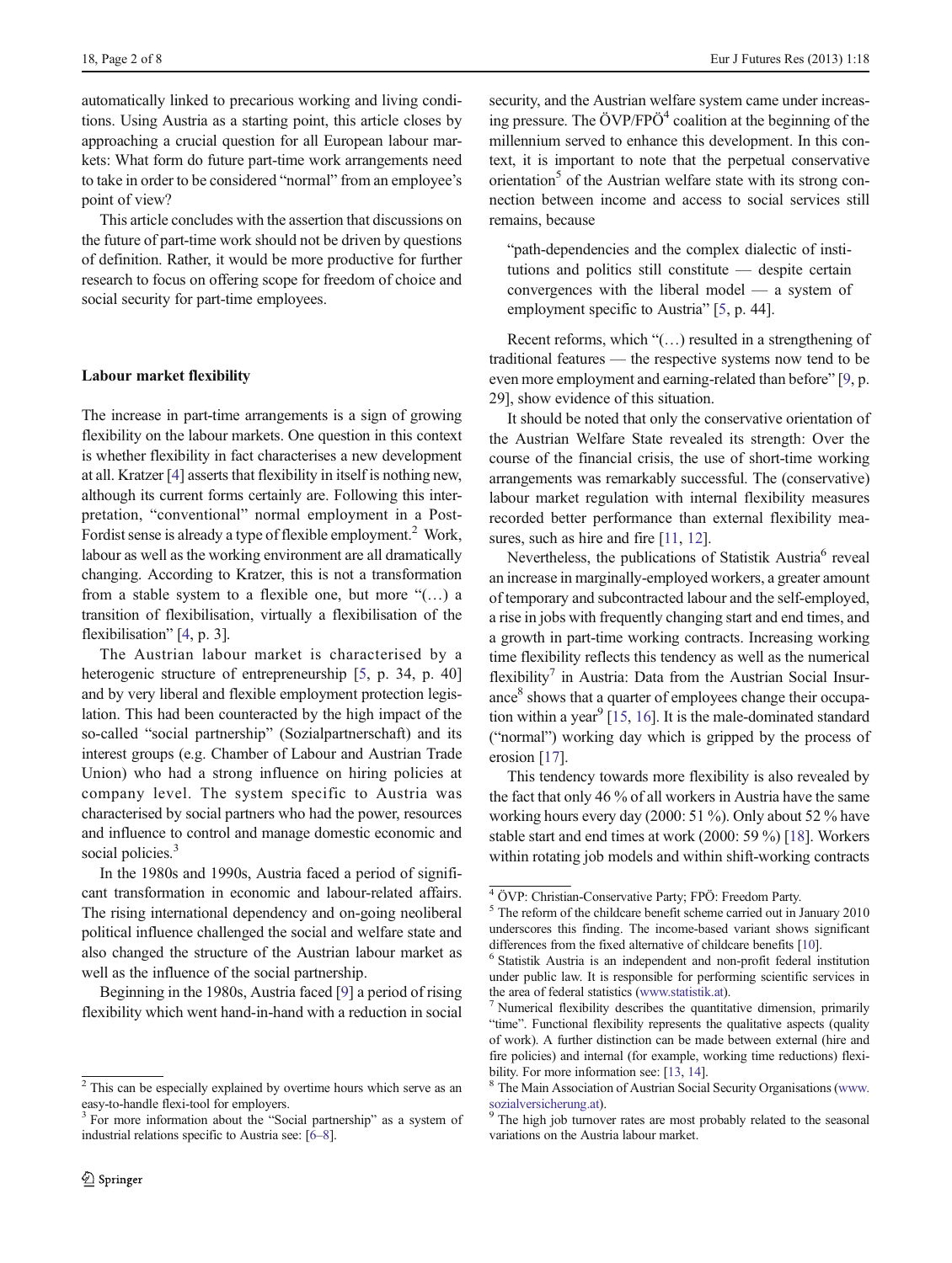automatically linked to precarious working and living conditions. Using Austria as a starting point, this article closes by approaching a crucial question for all European labour markets: What form do future part-time work arrangements need to take in order to be considered "normal" from an employee's point of view?

This article concludes with the assertion that discussions on the future of part-time work should not be driven by questions of definition. Rather, it would be more productive for further research to focus on offering scope for freedom of choice and social security for part-time employees.

## Labour market flexibility

The increase in part-time arrangements is a sign of growing flexibility on the labour markets. One question in this context is whether flexibility in fact characterises a new development at all. Kratzer [4] asserts that flexibility in itself is nothing new, although its current forms certainly are. Following this interpretation, "conventional" normal employment in a Post-Fordist sense is already a type of flexible employment.[2] Work, labour as well as the working environment are all dramatically changing. According to Kratzer, this is not a transformation from a stable system to a flexible one, but more "(…) a transition of flexibilisation, virtually a flexibilisation of the flexibilisation" [4, p. 3].

The Austrian labour market is characterised by a heterogenic structure of entrepreneurship [5, p. 34, p. 40] and by very liberal and flexible employment protection legislation. This had been counteracted by the high impact of the so-called "social partnership" (Sozialpartnerschaft) and its interest groups (e.g. Chamber of Labour and Austrian Trade Union) who had a strong influence on hiring policies at company level. The system specific to Austria was characterised by social partners who had the power, resources and influence to control and manage domestic economic and social policies.[3]

In the 1980s and 1990s, Austria faced a period of significant transformation in economic and labour-related affairs. The rising international dependency and on-going neoliberal political influence challenged the social and welfare state and also changed the structure of the Austrian labour market as well as the influence of the social partnership.

Beginning in the 1980s, Austria faced [9] a period of rising flexibility which went hand-in-hand with a reduction in social security, and the Austrian welfare system came under increasing pressure. The ÖVP/FPÖ[4] coalition at the beginning of the millennium served to enhance this development. In this context, it is important to note that the perpetual conservative orientation[5] of the Austrian welfare state with its strong connection between income and access to social services still remains, because

> "path-dependencies and the complex dialectic of institutions and politics still constitute — despite certain convergences with the liberal model — a system of employment specific to Austria" [5, p. 44].

Recent reforms, which "(…) resulted in a strengthening of traditional features — the respective systems now tend to be even more employment and earning-related than before" [9, p. 29], show evidence of this situation.

It should be noted that only the conservative orientation of the Austrian Welfare State revealed its strength: Over the course of the financial crisis, the use of short-time working arrangements was remarkably successful. The (conservative) labour market regulation with internal flexibility measures recorded better performance than external flexibility measures, such as hire and fire [11, 12].

Nevertheless, the publications of Statistik Austria[6] reveal an increase in marginally-employed workers, a greater amount of temporary and subcontracted labour and the self-employed, a rise in jobs with frequently changing start and end times, and a growth in part-time working contracts. Increasing working time flexibility reflects this tendency as well as the numerical flexibility[7] in Austria: Data from the Austrian Social Insurance[8] shows that a quarter of employees change their occupation within a year[9] [15, 16]. It is the male-dominated standard ("normal") working day which is gripped by the process of erosion [17].

This tendency towards more flexibility is also revealed by the fact that only 46 % of all workers in Austria have the same working hours every day (2000: 51 %). Only about 52 % have stable start and end times at work (2000: 59 %) [18]. Workers within rotating job models and within shift-working contracts

---

[2] This can be especially explained by overtime hours which serve as an easy-to-handle flexi-tool for employers.

[3] For more information about the "Social partnership" as a system of industrial relations specific to Austria see: [6–8].

[4] ÖVP: Christian-Conservative Party; FPÖ: Freedom Party.

[5] The reform of the childcare benefit scheme carried out in January 2010 underscores this finding. The income-based variant shows significant differences from the fixed alternative of childcare benefits [10].

[6] Statistik Austria is an independent and non-profit federal institution under public law. It is responsible for performing scientific services in the area of federal statistics (www.statistik.at).

[7] Numerical flexibility describes the quantitative dimension, primarily "time". Functional flexibility represents the qualitative aspects (quality of work). A further distinction can be made between external (hire and fire policies) and internal (for example, working time reductions) flexibility. For more information see: [13, 14].

[8] The Main Association of Austrian Social Security Organisations (www.sozialversicherung.at).

[9] The high job turnover rates are most probably related to the seasonal variations on the Austria labour market.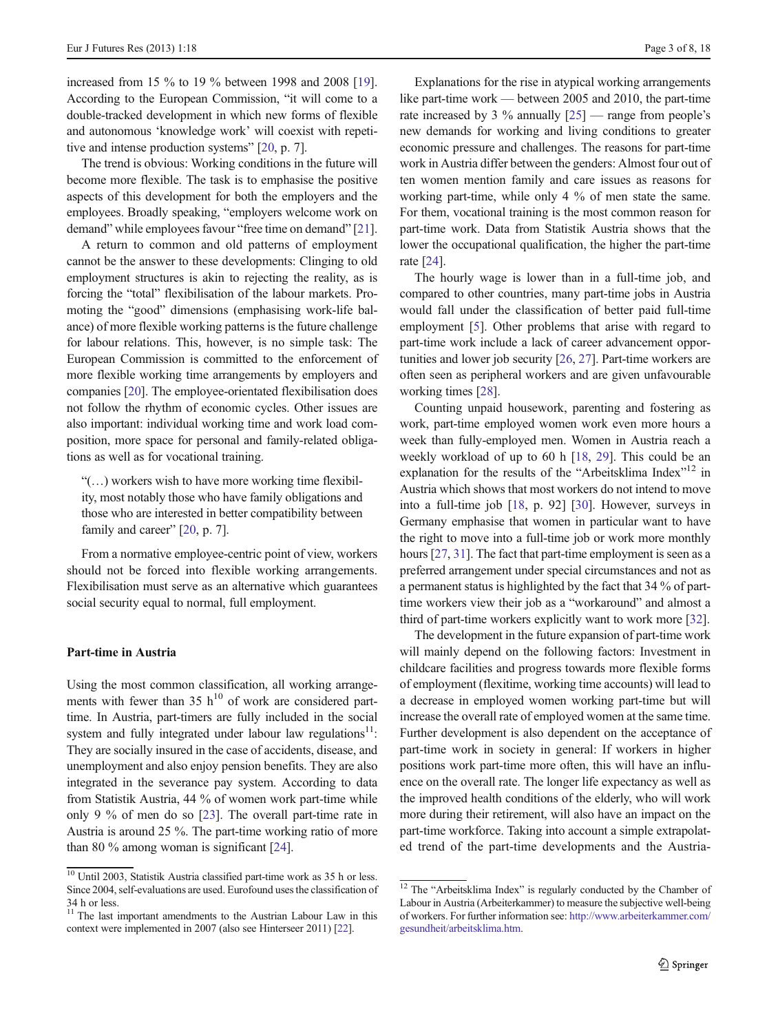increased from 15 % to 19 % between 1998 and 2008 [19]. According to the European Commission, "it will come to a double-tracked development in which new forms of flexible and autonomous 'knowledge work' will coexist with repetitive and intense production systems" [20, p. 7].

The trend is obvious: Working conditions in the future will become more flexible. The task is to emphasise the positive aspects of this development for both the employers and the employees. Broadly speaking, "employers welcome work on demand" while employees favour "free time on demand" [21].

A return to common and old patterns of employment cannot be the answer to these developments: Clinging to old employment structures is akin to rejecting the reality, as is forcing the "total" flexibilisation of the labour markets. Promoting the "good" dimensions (emphasising work-life balance) of more flexible working patterns is the future challenge for labour relations. This, however, is no simple task: The European Commission is committed to the enforcement of more flexible working time arrangements by employers and companies [20]. The employee-orientated flexibilisation does not follow the rhythm of economic cycles. Other issues are also important: individual working time and work load composition, more space for personal and family-related obligations as well as for vocational training.

> "(…) workers wish to have more working time flexibility, most notably those who have family obligations and those who are interested in better compatibility between family and career" [20, p. 7].

From a normative employee-centric point of view, workers should not be forced into flexible working arrangements. Flexibilisation must serve as an alternative which guarantees social security equal to normal, full employment.

## Part-time in Austria

Using the most common classification, all working arrangements with fewer than 35 h[10] of work are considered part-time. In Austria, part-timers are fully included in the social system and fully integrated under labour law regulations[11]: They are socially insured in the case of accidents, disease, and unemployment and also enjoy pension benefits. They are also integrated in the severance pay system. According to data from Statistik Austria, 44 % of women work part-time while only 9 % of men do so [23]. The overall part-time rate in Austria is around 25 %. The part-time working ratio of more than 80 % among woman is significant [24].

Explanations for the rise in atypical working arrangements like part-time work — between 2005 and 2010, the part-time rate increased by 3 % annually [25] — range from people's new demands for working and living conditions to greater economic pressure and challenges. The reasons for part-time work in Austria differ between the genders: Almost four out of ten women mention family and care issues as reasons for working part-time, while only 4 % of men state the same. For them, vocational training is the most common reason for part-time work. Data from Statistik Austria shows that the lower the occupational qualification, the higher the part-time rate [24].

The hourly wage is lower than in a full-time job, and compared to other countries, many part-time jobs in Austria would fall under the classification of better paid full-time employment [5]. Other problems that arise with regard to part-time work include a lack of career advancement opportunities and lower job security [26, 27]. Part-time workers are often seen as peripheral workers and are given unfavourable working times [28].

Counting unpaid housework, parenting and fostering as work, part-time employed women work even more hours a week than fully-employed men. Women in Austria reach a weekly workload of up to 60 h [18, 29]. This could be an explanation for the results of the "Arbeitsklima Index"[12] in Austria which shows that most workers do not intend to move into a full-time job [18, p. 92] [30]. However, surveys in Germany emphasise that women in particular want to have the right to move into a full-time job or work more monthly hours [27, 31]. The fact that part-time employment is seen as a preferred arrangement under special circumstances and not as a permanent status is highlighted by the fact that 34 % of part-time workers view their job as a "workaround" and almost a third of part-time workers explicitly want to work more [32].

The development in the future expansion of part-time work will mainly depend on the following factors: Investment in childcare facilities and progress towards more flexible forms of employment (flexitime, working time accounts) will lead to a decrease in employed women working part-time but will increase the overall rate of employed women at the same time. Further development is also dependent on the acceptance of part-time work in society in general: If workers in higher positions work part-time more often, this will have an influence on the overall rate. The longer life expectancy as well as the improved health conditions of the elderly, who will work more during their retirement, will also have an impact on the part-time workforce. Taking into account a simple extrapolated trend of the part-time developments and the Austria-

---

[10] Until 2003, Statistik Austria classified part-time work as 35 h or less. Since 2004, self-evaluations are used. Eurofound uses the classification of 34 h or less.

[11] The last important amendments to the Austrian Labour Law in this context were implemented in 2007 (also see Hinterseer 2011) [22].

[12] The "Arbeitsklima Index" is regularly conducted by the Chamber of Labour in Austria (Arbeiterkammer) to measure the subjective well-being of workers. For further information see: http://www.arbeiterkammer.com/gesundheit/arbeitsklima.htm.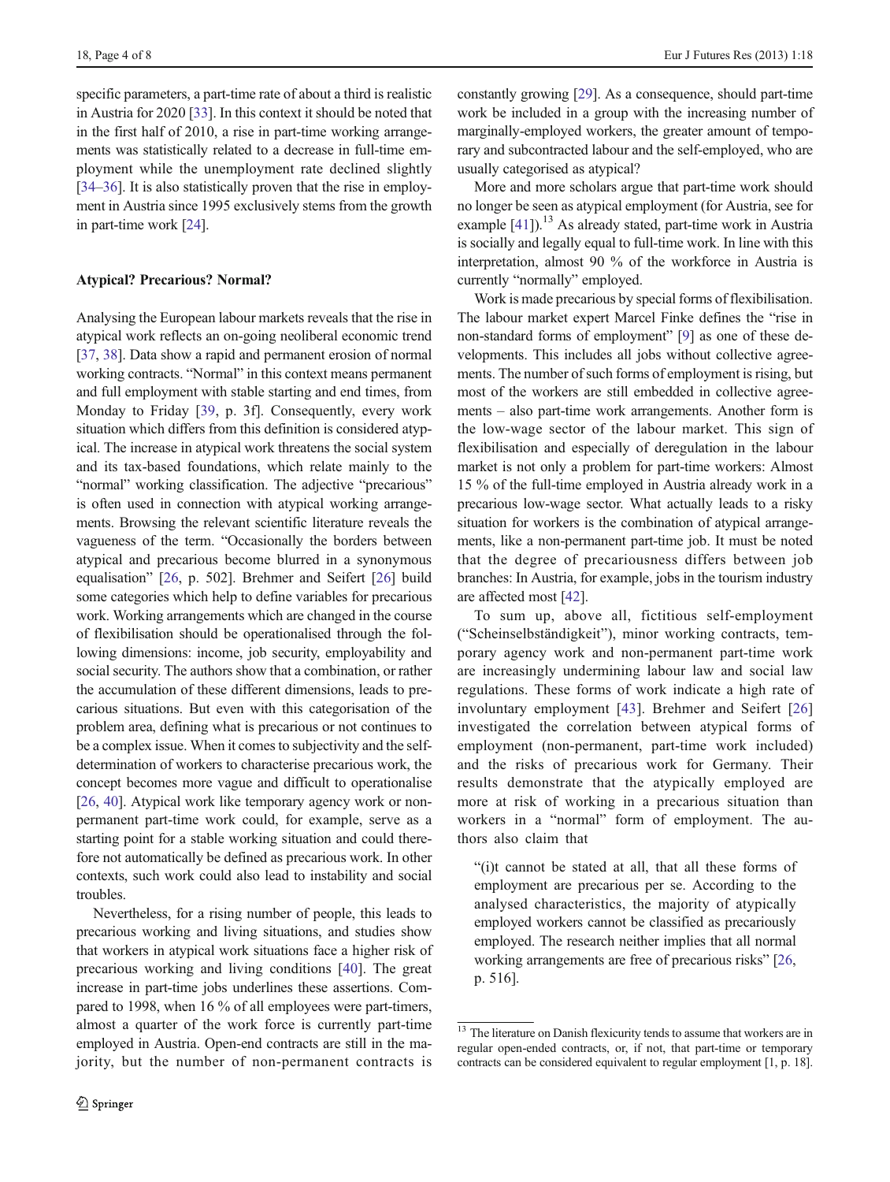specific parameters, a part-time rate of about a third is realistic in Austria for 2020 [33]. In this context it should be noted that in the first half of 2010, a rise in part-time working arrangements was statistically related to a decrease in full-time employment while the unemployment rate declined slightly [34–36]. It is also statistically proven that the rise in employment in Austria since 1995 exclusively stems from the growth in part-time work [24].

### Atypical? Precarious? Normal?

Analysing the European labour markets reveals that the rise in atypical work reflects an on-going neoliberal economic trend [37, 38]. Data show a rapid and permanent erosion of normal working contracts. "Normal" in this context means permanent and full employment with stable starting and end times, from Monday to Friday [39, p. 3f]. Consequently, every work situation which differs from this definition is considered atypical. The increase in atypical work threatens the social system and its tax-based foundations, which relate mainly to the "normal" working classification. The adjective "precarious" is often used in connection with atypical working arrangements. Browsing the relevant scientific literature reveals the vagueness of the term. "Occasionally the borders between atypical and precarious become blurred in a synonymous equalisation" [26, p. 502]. Brehmer and Seifert [26] build some categories which help to define variables for precarious work. Working arrangements which are changed in the course of flexibilisation should be operationalised through the following dimensions: income, job security, employability and social security. The authors show that a combination, or rather the accumulation of these different dimensions, leads to precarious situations. But even with this categorisation of the problem area, defining what is precarious or not continues to be a complex issue. When it comes to subjectivity and the self-determination of workers to characterise precarious work, the concept becomes more vague and difficult to operationalise [26, 40]. Atypical work like temporary agency work or non-permanent part-time work could, for example, serve as a starting point for a stable working situation and could therefore not automatically be defined as precarious work. In other contexts, such work could also lead to instability and social troubles.

Nevertheless, for a rising number of people, this leads to precarious working and living situations, and studies show that workers in atypical work situations face a higher risk of precarious working and living conditions [40]. The great increase in part-time jobs underlines these assertions. Compared to 1998, when 16 % of all employees were part-timers, almost a quarter of the work force is currently part-time employed in Austria. Open-end contracts are still in the majority, but the number of non-permanent contracts is constantly growing [29]. As a consequence, should part-time work be included in a group with the increasing number of marginally-employed workers, the greater amount of temporary and subcontracted labour and the self-employed, who are usually categorised as atypical?

More and more scholars argue that part-time work should no longer be seen as atypical employment (for Austria, see for example [41]).[13] As already stated, part-time work in Austria is socially and legally equal to full-time work. In line with this interpretation, almost 90 % of the workforce in Austria is currently "normally" employed.

Work is made precarious by special forms of flexibilisation. The labour market expert Marcel Finke defines the "rise in non-standard forms of employment" [9] as one of these developments. This includes all jobs without collective agreements. The number of such forms of employment is rising, but most of the workers are still embedded in collective agreements – also part-time work arrangements. Another form is the low-wage sector of the labour market. This sign of flexibilisation and especially of deregulation in the labour market is not only a problem for part-time workers: Almost 15 % of the full-time employed in Austria already work in a precarious low-wage sector. What actually leads to a risky situation for workers is the combination of atypical arrangements, like a non-permanent part-time job. It must be noted that the degree of precariousness differs between job branches: In Austria, for example, jobs in the tourism industry are affected most [42].

To sum up, above all, fictitious self-employment ("Scheinselbständigkeit"), minor working contracts, temporary agency work and non-permanent part-time work are increasingly undermining labour law and social law regulations. These forms of work indicate a high rate of involuntary employment [43]. Brehmer and Seifert [26] investigated the correlation between atypical forms of employment (non-permanent, part-time work included) and the risks of precarious work for Germany. Their results demonstrate that the atypically employed are more at risk of working in a precarious situation than workers in a "normal" form of employment. The authors also claim that

> "(i)t cannot be stated at all, that all these forms of employment are precarious per se. According to the analysed characteristics, the majority of atypically employed workers cannot be classified as precariously employed. The research neither implies that all normal working arrangements are free of precarious risks" [26, p. 516].

---

[13] The literature on Danish flexicurity tends to assume that workers are in regular open-ended contracts, or, if not, that part-time or temporary contracts can be considered equivalent to regular employment [1, p. 18].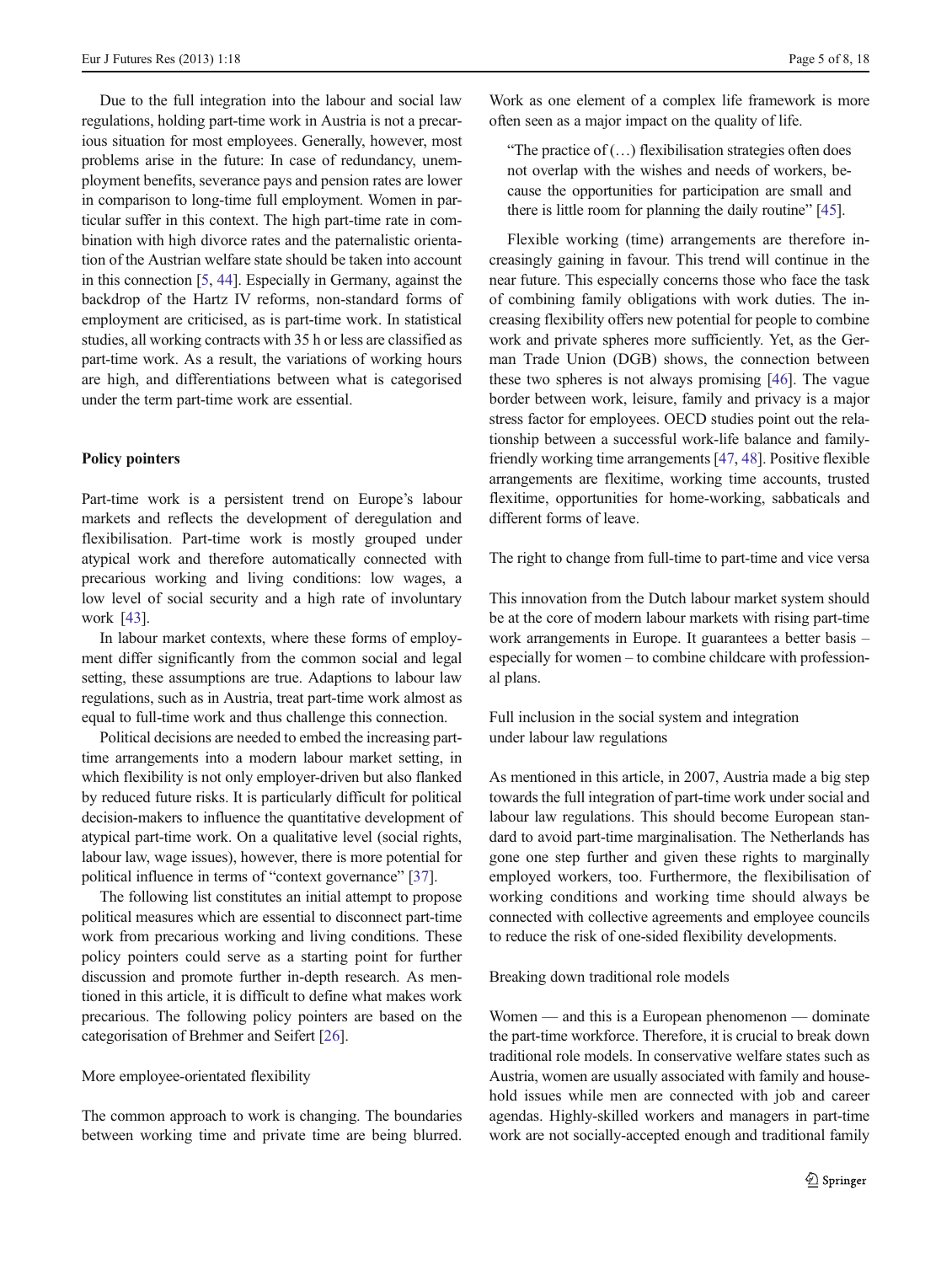Due to the full integration into the labour and social law regulations, holding part-time work in Austria is not a precarious situation for most employees. Generally, however, most problems arise in the future: In case of redundancy, unemployment benefits, severance pays and pension rates are lower in comparison to long-time full employment. Women in particular suffer in this context. The high part-time rate in combination with high divorce rates and the paternalistic orientation of the Austrian welfare state should be taken into account in this connection [5, 44]. Especially in Germany, against the backdrop of the Hartz IV reforms, non-standard forms of employment are criticised, as is part-time work. In statistical studies, all working contracts with 35 h or less are classified as part-time work. As a result, the variations of working hours are high, and differentiations between what is categorised under the term part-time work are essential.

## Policy pointers

Part-time work is a persistent trend on Europe's labour markets and reflects the development of deregulation and flexibilisation. Part-time work is mostly grouped under atypical work and therefore automatically connected with precarious working and living conditions: low wages, a low level of social security and a high rate of involuntary work [43].

In labour market contexts, where these forms of employment differ significantly from the common social and legal setting, these assumptions are true. Adaptions to labour law regulations, such as in Austria, treat part-time work almost as equal to full-time work and thus challenge this connection.

Political decisions are needed to embed the increasing part-time arrangements into a modern labour market setting, in which flexibility is not only employer-driven but also flanked by reduced future risks. It is particularly difficult for political decision-makers to influence the quantitative development of atypical part-time work. On a qualitative level (social rights, labour law, wage issues), however, there is more potential for political influence in terms of "context governance" [37].

The following list constitutes an initial attempt to propose political measures which are essential to disconnect part-time work from precarious working and living conditions. These policy pointers could serve as a starting point for further discussion and promote further in-depth research. As mentioned in this article, it is difficult to define what makes work precarious. The following policy pointers are based on the categorisation of Brehmer and Seifert [26].

### More employee-orientated flexibility

The common approach to work is changing. The boundaries between working time and private time are being blurred. Work as one element of a complex life framework is more often seen as a major impact on the quality of life.

> "The practice of (…) flexibilisation strategies often does not overlap with the wishes and needs of workers, because the opportunities for participation are small and there is little room for planning the daily routine" [45].

Flexible working (time) arrangements are therefore increasingly gaining in favour. This trend will continue in the near future. This especially concerns those who face the task of combining family obligations with work duties. The increasing flexibility offers new potential for people to combine work and private spheres more sufficiently. Yet, as the German Trade Union (DGB) shows, the connection between these two spheres is not always promising [46]. The vague border between work, leisure, family and privacy is a major stress factor for employees. OECD studies point out the relationship between a successful work-life balance and family-friendly working time arrangements [47, 48]. Positive flexible arrangements are flexitime, working time accounts, trusted flexitime, opportunities for home-working, sabbaticals and different forms of leave.

### The right to change from full-time to part-time and vice versa

This innovation from the Dutch labour market system should be at the core of modern labour markets with rising part-time work arrangements in Europe. It guarantees a better basis – especially for women – to combine childcare with professional plans.

### Full inclusion in the social system and integration under labour law regulations

As mentioned in this article, in 2007, Austria made a big step towards the full integration of part-time work under social and labour law regulations. This should become European standard to avoid part-time marginalisation. The Netherlands has gone one step further and given these rights to marginally employed workers, too. Furthermore, the flexibilisation of working conditions and working time should always be connected with collective agreements and employee councils to reduce the risk of one-sided flexibility developments.

### Breaking down traditional role models

Women — and this is a European phenomenon — dominate the part-time workforce. Therefore, it is crucial to break down traditional role models. In conservative welfare states such as Austria, women are usually associated with family and household issues while men are connected with job and career agendas. Highly-skilled workers and managers in part-time work are not socially-accepted enough and traditional family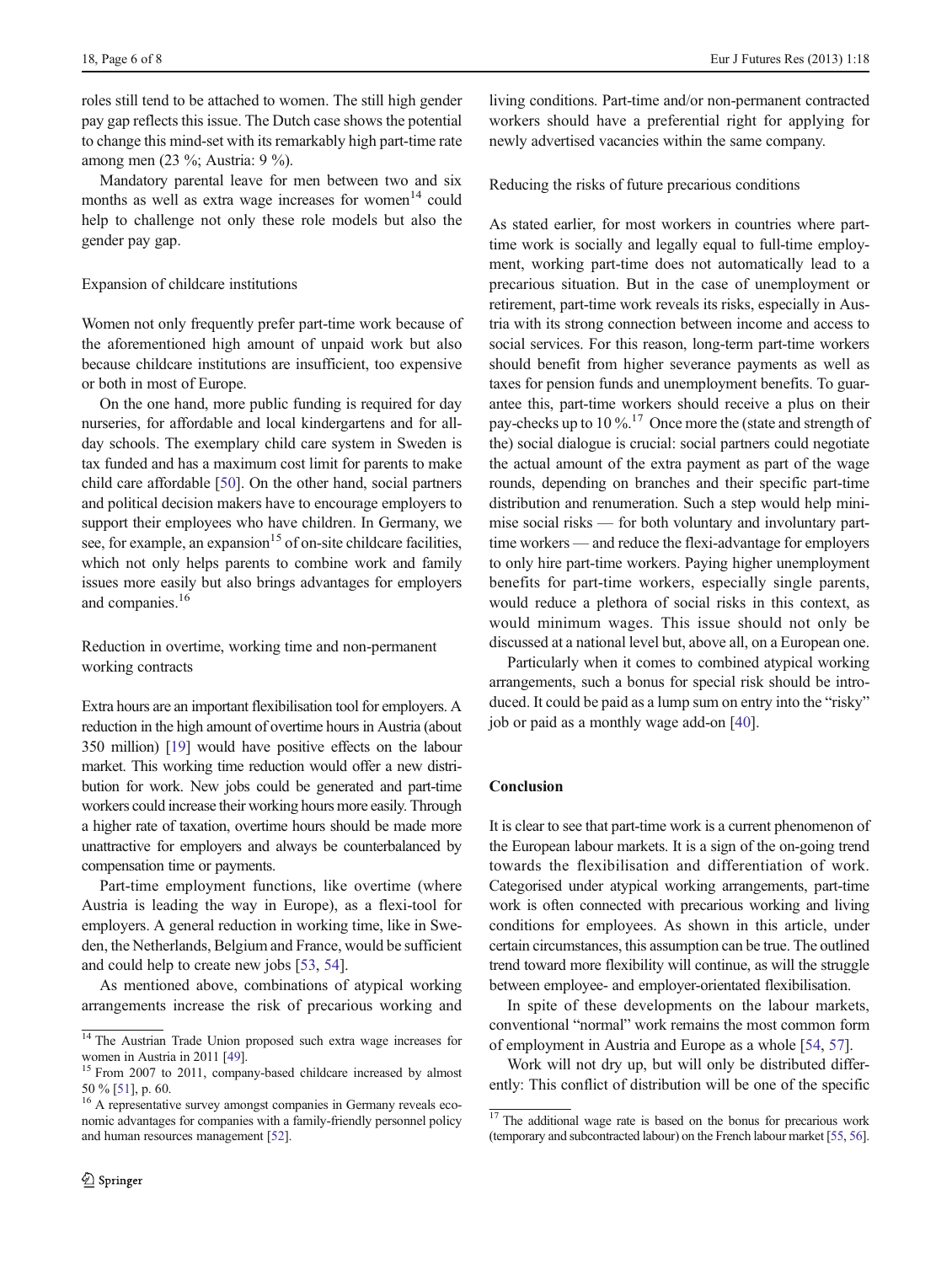roles still tend to be attached to women. The still high gender pay gap reflects this issue. The Dutch case shows the potential to change this mind-set with its remarkably high part-time rate among men (23 %; Austria: 9 %).

Mandatory parental leave for men between two and six months as well as extra wage increases for women[14] could help to challenge not only these role models but also the gender pay gap.

### Expansion of childcare institutions

Women not only frequently prefer part-time work because of the aforementioned high amount of unpaid work but also because childcare institutions are insufficient, too expensive or both in most of Europe.

On the one hand, more public funding is required for day nurseries, for affordable and local kindergartens and for all-day schools. The exemplary child care system in Sweden is tax funded and has a maximum cost limit for parents to make child care affordable [50]. On the other hand, social partners and political decision makers have to encourage employers to support their employees who have children. In Germany, we see, for example, an expansion[15] of on-site childcare facilities, which not only helps parents to combine work and family issues more easily but also brings advantages for employers and companies.[16]

### Reduction in overtime, working time and non-permanent working contracts

Extra hours are an important flexibilisation tool for employers. A reduction in the high amount of overtime hours in Austria (about 350 million) [19] would have positive effects on the labour market. This working time reduction would offer a new distribution for work. New jobs could be generated and part-time workers could increase their working hours more easily. Through a higher rate of taxation, overtime hours should be made more unattractive for employers and always be counterbalanced by compensation time or payments.

Part-time employment functions, like overtime (where Austria is leading the way in Europe), as a flexi-tool for employers. A general reduction in working time, like in Sweden, the Netherlands, Belgium and France, would be sufficient and could help to create new jobs [53, 54].

As mentioned above, combinations of atypical working arrangements increase the risk of precarious working and living conditions. Part-time and/or non-permanent contracted workers should have a preferential right for applying for newly advertised vacancies within the same company.

### Reducing the risks of future precarious conditions

As stated earlier, for most workers in countries where part-time work is socially and legally equal to full-time employment, working part-time does not automatically lead to a precarious situation. But in the case of unemployment or retirement, part-time work reveals its risks, especially in Austria with its strong connection between income and access to social services. For this reason, long-term part-time workers should benefit from higher severance payments as well as taxes for pension funds and unemployment benefits. To guarantee this, part-time workers should receive a plus on their pay-checks up to 10 %.[17] Once more the (state and strength of the) social dialogue is crucial: social partners could negotiate the actual amount of the extra payment as part of the wage rounds, depending on branches and their specific part-time distribution and renumeration. Such a step would help minimise social risks — for both voluntary and involuntary part-time workers — and reduce the flexi-advantage for employers to only hire part-time workers. Paying higher unemployment benefits for part-time workers, especially single parents, would reduce a plethora of social risks in this context, as would minimum wages. This issue should not only be discussed at a national level but, above all, on a European one.

Particularly when it comes to combined atypical working arrangements, such a bonus for special risk should be introduced. It could be paid as a lump sum on entry into the "risky" job or paid as a monthly wage add-on [40].

## Conclusion

It is clear to see that part-time work is a current phenomenon of the European labour markets. It is a sign of the on-going trend towards the flexibilisation and differentiation of work. Categorised under atypical working arrangements, part-time work is often connected with precarious working and living conditions for employees. As shown in this article, under certain circumstances, this assumption can be true. The outlined trend toward more flexibility will continue, as will the struggle between employee- and employer-orientated flexibilisation.

In spite of these developments on the labour markets, conventional "normal" work remains the most common form of employment in Austria and Europe as a whole [54, 57].

Work will not dry up, but will only be distributed differently: This conflict of distribution will be one of the specific

---

[14] The Austrian Trade Union proposed such extra wage increases for women in Austria in 2011 [49].

[15] From 2007 to 2011, company-based childcare increased by almost 50 % [51], p. 60.

[16] A representative survey amongst companies in Germany reveals economic advantages for companies with a family-friendly personnel policy and human resources management [52].

[17] The additional wage rate is based on the bonus for precarious work (temporary and subcontracted labour) on the French labour market [55, 56].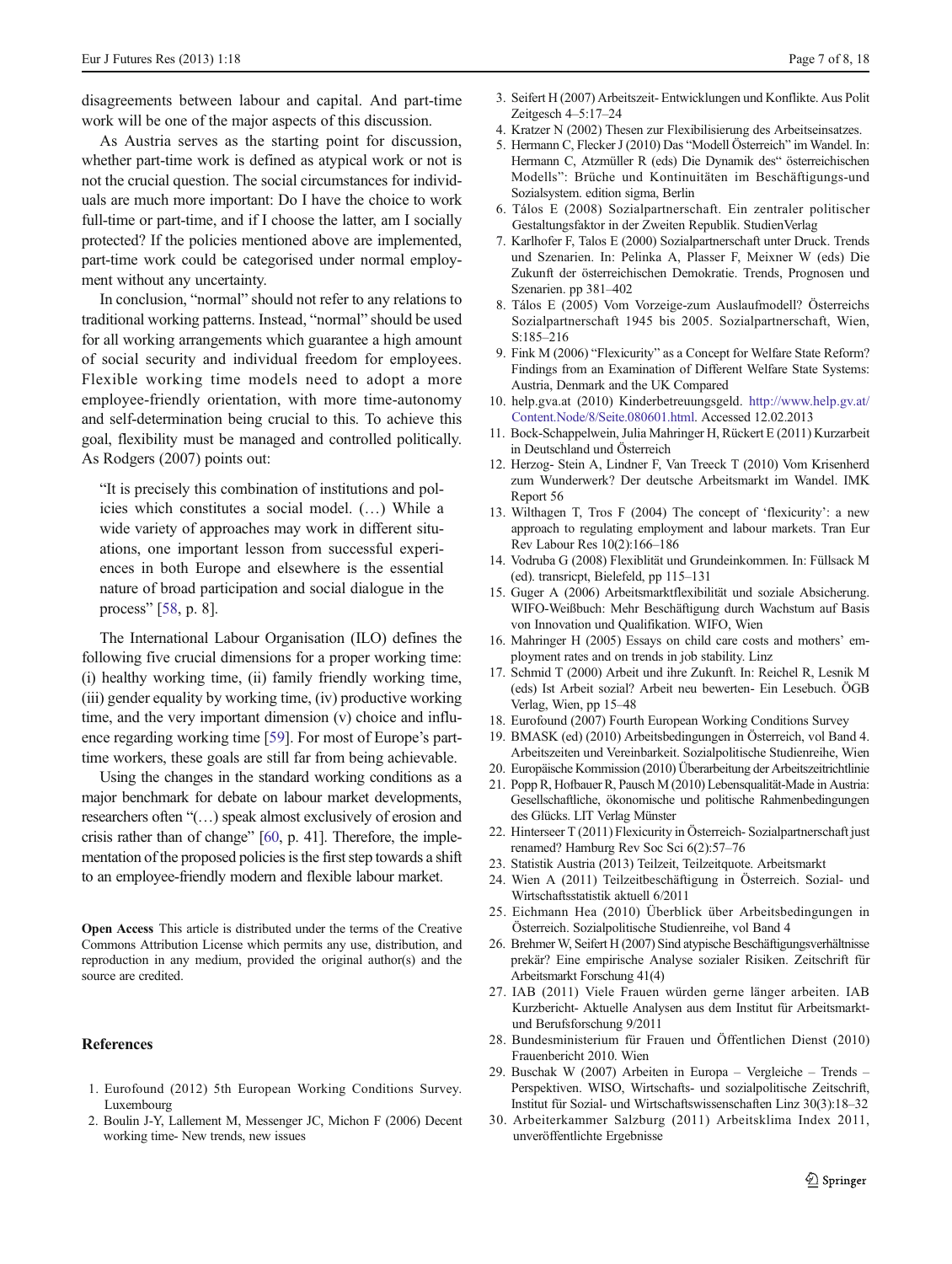disagreements between labour and capital. And part-time work will be one of the major aspects of this discussion.

As Austria serves as the starting point for discussion, whether part-time work is defined as atypical work or not is not the crucial question. The social circumstances for individuals are much more important: Do I have the choice to work full-time or part-time, and if I choose the latter, am I socially protected? If the policies mentioned above are implemented, part-time work could be categorised under normal employment without any uncertainty.

In conclusion, "normal" should not refer to any relations to traditional working patterns. Instead, "normal" should be used for all working arrangements which guarantee a high amount of social security and individual freedom for employees. Flexible working time models need to adopt a more employee-friendly orientation, with more time-autonomy and self-determination being crucial to this. To achieve this goal, flexibility must be managed and controlled politically. As Rodgers (2007) points out:

> "It is precisely this combination of institutions and policies which constitutes a social model. (…) While a wide variety of approaches may work in different situations, one important lesson from successful experiences in both Europe and elsewhere is the essential nature of broad participation and social dialogue in the process" [58, p. 8].

The International Labour Organisation (ILO) defines the following five crucial dimensions for a proper working time: (i) healthy working time, (ii) family friendly working time, (iii) gender equality by working time, (iv) productive working time, and the very important dimension (v) choice and influence regarding working time [59]. For most of Europe's part-time workers, these goals are still far from being achievable.

Using the changes in the standard working conditions as a major benchmark for debate on labour market developments, researchers often "(…) speak almost exclusively of erosion and crisis rather than of change" [60, p. 41]. Therefore, the implementation of the proposed policies is the first step towards a shift to an employee-friendly modern and flexible labour market.

**Open Access** This article is distributed under the terms of the Creative Commons Attribution License which permits any use, distribution, and reproduction in any medium, provided the original author(s) and the source are credited.

## References

1. Eurofound (2012) 5th European Working Conditions Survey. Luxembourg
2. Boulin J-Y, Lallement M, Messenger JC, Michon F (2006) Decent working time- New trends, new issues
3. Seifert H (2007) Arbeitszeit- Entwicklungen und Konflikte. Aus Polit Zeitgesch 4–5:17–24
4. Kratzer N (2002) Thesen zur Flexibilisierung des Arbeitseinsatzes.
5. Hermann C, Flecker J (2010) Das "Modell Österreich" im Wandel. In: Hermann C, Atzmüller R (eds) Die Dynamik des" österreichischen Modells": Brüche und Kontinuitäten im Beschäftigungs-und Sozialsystem. edition sigma, Berlin
6. Tálos E (2008) Sozialpartnerschaft. Ein zentraler politischer Gestaltungsfaktor in der Zweiten Republik. StudienVerlag
7. Karlhofer F, Talos E (2000) Sozialpartnerschaft unter Druck. Trends und Szenarien. In: Pelinka A, Plasser F, Meixner W (eds) Die Zukunft der österreichischen Demokratie. Trends, Prognosen und Szenarien. pp 381–402
8. Tálos E (2005) Vom Vorzeige-zum Auslaufmodell? Österreichs Sozialpartnerschaft 1945 bis 2005. Sozialpartnerschaft, Wien, S:185–216
9. Fink M (2006) "Flexicurity" as a Concept for Welfare State Reform? Findings from an Examination of Different Welfare State Systems: Austria, Denmark and the UK Compared
10. help.gva.at (2010) Kinderbetreuungsgeld. http://www.help.gv.at/Content.Node/8/Seite.080601.html. Accessed 12.02.2013
11. Bock-Schappelwein, Julia Mahringer H, Rückert E (2011) Kurzarbeit in Deutschland und Österreich
12. Herzog- Stein A, Lindner F, Van Treeck T (2010) Vom Krisenherd zum Wunderwerk? Der deutsche Arbeitsmarkt im Wandel. IMK Report 56
13. Wilthagen T, Tros F (2004) The concept of 'flexicurity': a new approach to regulating employment and labour markets. Tran Eur Rev Labour Res 10(2):166–186
14. Vodruba G (2008) Flexiblität und Grundeinkommen. In: Füllsack M (ed). transricpt, Bielefeld, pp 115–131
15. Guger A (2006) Arbeitsmarktflexibilität und soziale Absicherung. WIFO-Weißbuch: Mehr Beschäftigung durch Wachstum auf Basis von Innovation und Qualifikation. WIFO, Wien
16. Mahringer H (2005) Essays on child care costs and mothers' employment rates and on trends in job stability. Linz
17. Schmid T (2000) Arbeit und ihre Zukunft. In: Reichel R, Lesnik M (eds) Ist Arbeit sozial? Arbeit neu bewerten- Ein Lesebuch. ÖGB Verlag, Wien, pp 15–48
18. Eurofound (2007) Fourth European Working Conditions Survey
19. BMASK (ed) (2010) Arbeitsbedingungen in Österreich, vol Band 4. Arbeitszeiten und Vereinbarkeit. Sozialpolitische Studienreihe, Wien
20. Europäische Kommission (2010) Überarbeitung der Arbeitszeitrichtlinie
21. Popp R, Hofbauer R, Pausch M (2010) Lebensqualität-Made in Austria: Gesellschaftliche, ökonomische und politische Rahmenbedingungen des Glücks. LIT Verlag Münster
22. Hinterseer T (2011) Flexicurity in Österreich- Sozialpartnerschaft just renamed? Hamburg Rev Soc Sci 6(2):57–76
23. Statistik Austria (2013) Teilzeit, Teilzeitquote. Arbeitsmarkt
24. Wien A (2011) Teilzeitbeschäftigung in Österreich. Sozial- und Wirtschaftsstatistik aktuell 6/2011
25. Eichmann Hea (2010) Überblick über Arbeitsbedingungen in Österreich. Sozialpolitische Studienreihe, vol Band 4
26. Brehmer W, Seifert H (2007) Sind atypische Beschäftigungsverhältnisse prekär? Eine empirische Analyse sozialer Risiken. Zeitschrift für Arbeitsmarkt Forschung 41(4)
27. IAB (2011) Viele Frauen würden gerne länger arbeiten. IAB Kurzbericht- Aktuelle Analysen aus dem Institut für Arbeitsmarkt- und Berufsforschung 9/2011
28. Bundesministerium für Frauen und Öffentlichen Dienst (2010) Frauenbericht 2010. Wien
29. Buschak W (2007) Arbeiten in Europa – Vergleiche – Trends – Perspektiven. WISO, Wirtschafts- und sozialpolitische Zeitschrift, Institut für Sozial- und Wirtschaftswissenschaften Linz 30(3):18–32
30. Arbeiterkammer Salzburg (2011) Arbeitsklima Index 2011, unveröffentlichte Ergebnisse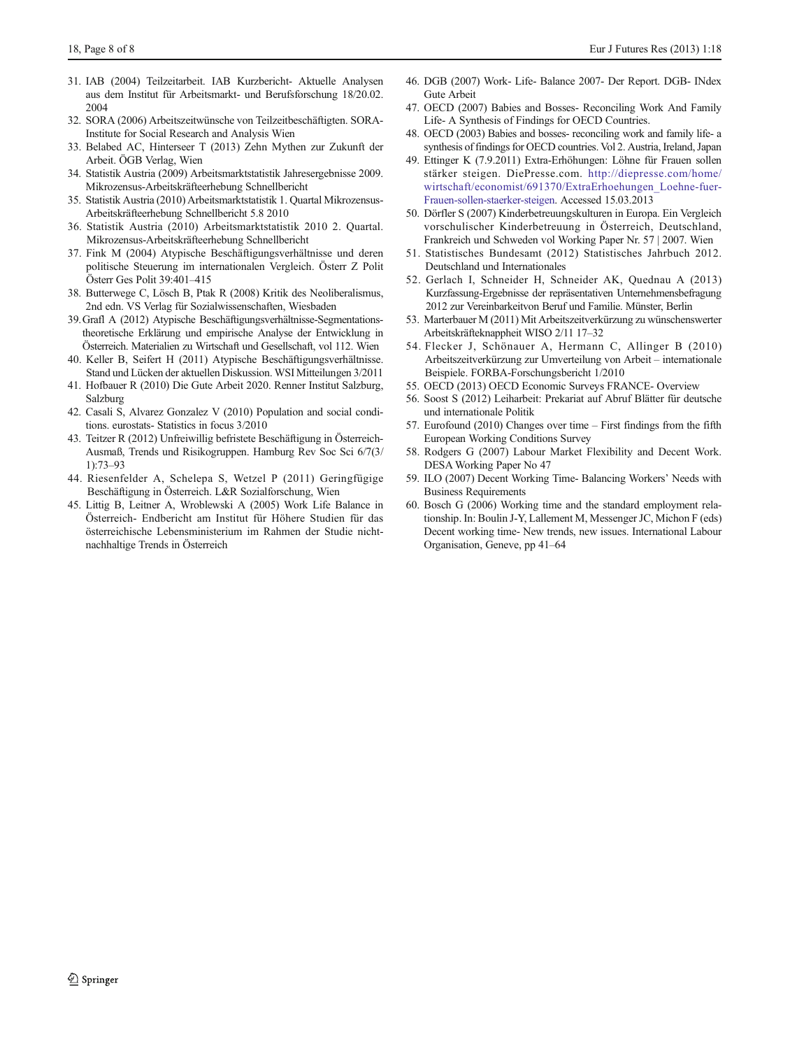31. IAB (2004) Teilzeitarbeit. IAB Kurzbericht- Aktuelle Analysen aus dem Institut für Arbeitsmarkt- und Berufsforschung 18/20.02. 2004
32. SORA (2006) Arbeitszeitwünsche von Teilzeitbeschäftigten. SORA-Institute for Social Research and Analysis Wien
33. Belabed AC, Hinterseer T (2013) Zehn Mythen zur Zukunft der Arbeit. ÖGB Verlag, Wien
34. Statistik Austria (2009) Arbeitsmarktstatistik Jahresergebnisse 2009. Mikrozensus-Arbeitskräfteerhebung Schnellbericht
35. Statistik Austria (2010) Arbeitsmarktstatistik 1. Quartal Mikrozensus-Arbeitskräfteerhebung Schnellbericht 5.8 2010
36. Statistik Austria (2010) Arbeitsmarktstatistik 2010 2. Quartal. Mikrozensus-Arbeitskräfteerhebung Schnellbericht
37. Fink M (2004) Atypische Beschäftigungsverhältnisse und deren politische Steuerung im internationalen Vergleich. Österr Z Polit Österr Ges Polit 39:401–415
38. Butterwege C, Lösch B, Ptak R (2008) Kritik des Neoliberalismus, 2nd edn. VS Verlag für Sozialwissenschaften, Wiesbaden
39. Grafl A (2012) Atypische Beschäftigungsverhältnisse-Segmentations-theoretische Erklärung und empirische Analyse der Entwicklung in Österreich. Materialien zu Wirtschaft und Gesellschaft, vol 112. Wien
40. Keller B, Seifert H (2011) Atypische Beschäftigungsverhältnisse. Stand und Lücken der aktuellen Diskussion. WSI Mitteilungen 3/2011
41. Hofbauer R (2010) Die Gute Arbeit 2020. Renner Institut Salzburg, Salzburg
42. Casali S, Alvarez Gonzalez V (2010) Population and social conditions. eurostats- Statistics in focus 3/2010
43. Teitzer R (2012) Unfreiwillig befristete Beschäftigung in Österreich-Ausmaß, Trends und Risikogruppen. Hamburg Rev Soc Sci 6/7(3/1):73–93
44. Riesenfelder A, Schelepa S, Wetzel P (2011) Geringfügige Beschäftigung in Österreich. L&R Sozialforschung, Wien
45. Littig B, Leitner A, Wroblewski A (2005) Work Life Balance in Österreich- Endbericht am Institut für Höhere Studien für das österreichische Lebensministerium im Rahmen der Studie nicht-nachhaltige Trends in Österreich
46. DGB (2007) Work- Life- Balance 2007- Der Report. DGB- INdex Gute Arbeit
47. OECD (2007) Babies and Bosses- Reconciling Work And Family Life- A Synthesis of Findings for OECD Countries.
48. OECD (2003) Babies and bosses- reconciling work and family life- a synthesis of findings for OECD countries. Vol 2. Austria, Ireland, Japan
49. Ettinger K (7.9.2011) Extra-Erhöhungen: Löhne für Frauen sollen stärker steigen. DiePresse.com. http://diepresse.com/home/wirtschaft/economist/691370/ExtraErhoehungen_Loehne-fuer-Frauen-sollen-staerker-steigen. Accessed 15.03.2013
50. Dörfler S (2007) Kinderbetreuungskulturen in Europa. Ein Vergleich vorschulischer Kinderbetreuung in Österreich, Deutschland, Frankreich und Schweden vol Working Paper Nr. 57 | 2007. Wien
51. Statistisches Bundesamt (2012) Statistisches Jahrbuch 2012. Deutschland und Internationales
52. Gerlach I, Schneider H, Schneider AK, Quednau A (2013) Kurzfassung-Ergebnisse der repräsentativen Unternehmensbefragung 2012 zur Vereinbarkeitvon Beruf und Familie. Münster, Berlin
53. Marterbauer M (2011) Mit Arbeitszeitverkürzung zu wünschenswerter Arbeitskräfteknappheit WISO 2/11 17–32
54. Flecker J, Schönauer A, Hermann C, Allinger B (2010) Arbeitszeitverkürzung zur Umverteilung von Arbeit – internationale Beispiele. FORBA-Forschungsbericht 1/2010
55. OECD (2013) OECD Economic Surveys FRANCE- Overview
56. Soost S (2012) Leiharbeit: Prekariat auf Abruf Blätter für deutsche und internationale Politik
57. Eurofound (2010) Changes over time – First findings from the fifth European Working Conditions Survey
58. Rodgers G (2007) Labour Market Flexibility and Decent Work. DESA Working Paper No 47
59. ILO (2007) Decent Working Time- Balancing Workers' Needs with Business Requirements
60. Bosch G (2006) Working time and the standard employment relationship. In: Boulin J-Y, Lallement M, Messenger JC, Michon F (eds) Decent working time- New trends, new issues. International Labour Organisation, Geneve, pp 41–64